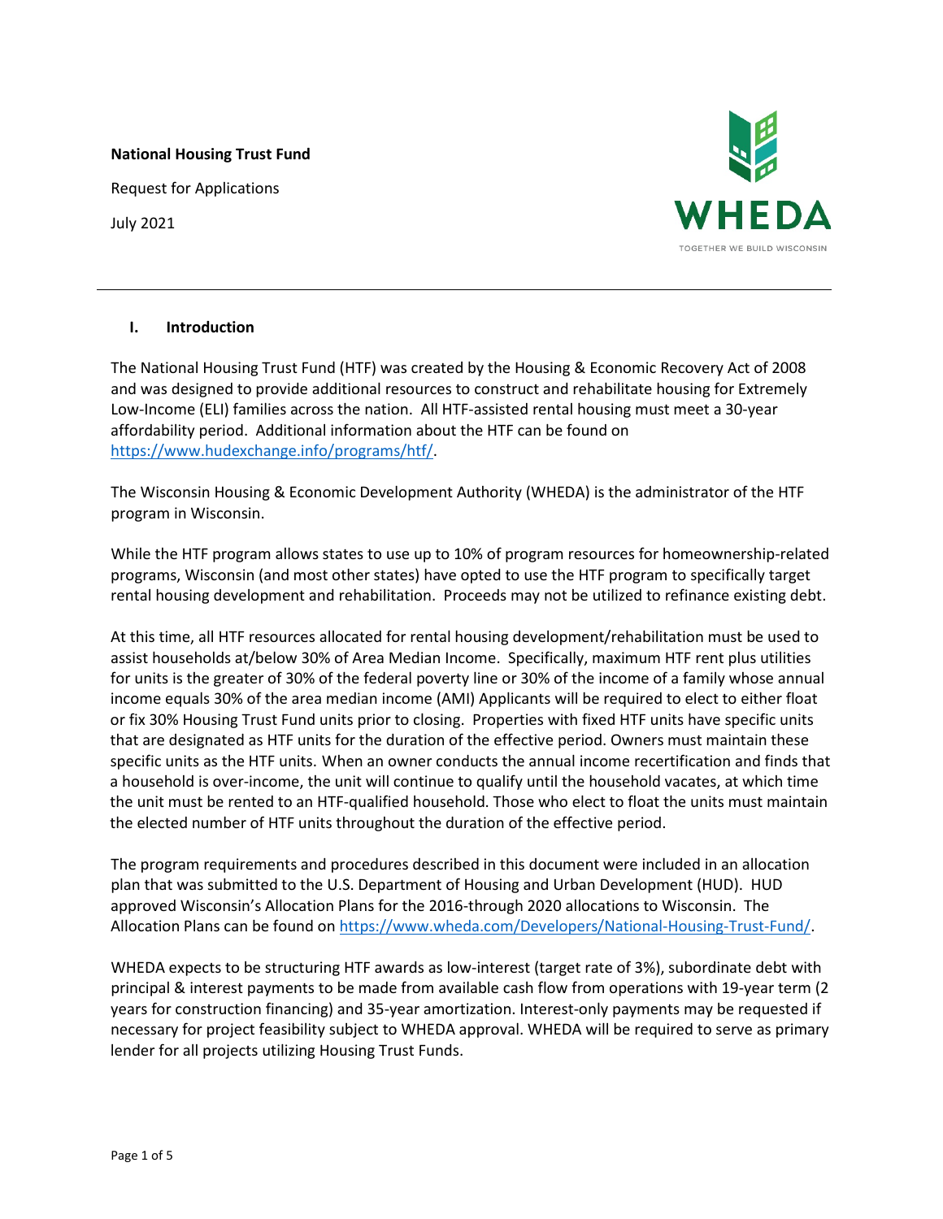**National Housing Trust Fund**

Request for Applications

July 2021

WHEDA

TOGETHER WE BUILD WISCONSIN

---

## I. Introduction

The National Housing Trust Fund (HTF) was created by the Housing & Economic Recovery Act of 2008 and was designed to provide additional resources to construct and rehabilitate housing for Extremely Low-Income (ELI) families across the nation. All HTF-assisted rental housing must meet a 30-year affordability period. Additional information about the HTF can be found on https://www.hudexchange.info/programs/htf/.

The Wisconsin Housing & Economic Development Authority (WHEDA) is the administrator of the HTF program in Wisconsin.

While the HTF program allows states to use up to 10% of program resources for homeownership-related programs, Wisconsin (and most other states) have opted to use the HTF program to specifically target rental housing development and rehabilitation. Proceeds may not be utilized to refinance existing debt.

At this time, all HTF resources allocated for rental housing development/rehabilitation must be used to assist households at/below 30% of Area Median Income. Specifically, maximum HTF rent plus utilities for units is the greater of 30% of the federal poverty line or 30% of the income of a family whose annual income equals 30% of the area median income (AMI) Applicants will be required to elect to either float or fix 30% Housing Trust Fund units prior to closing. Properties with fixed HTF units have specific units that are designated as HTF units for the duration of the effective period. Owners must maintain these specific units as the HTF units. When an owner conducts the annual income recertification and finds that a household is over-income, the unit will continue to qualify until the household vacates, at which time the unit must be rented to an HTF-qualified household. Those who elect to float the units must maintain the elected number of HTF units throughout the duration of the effective period.

The program requirements and procedures described in this document were included in an allocation plan that was submitted to the U.S. Department of Housing and Urban Development (HUD). HUD approved Wisconsin's Allocation Plans for the 2016-through 2020 allocations to Wisconsin. The Allocation Plans can be found on https://www.wheda.com/Developers/National-Housing-Trust-Fund/.

WHEDA expects to be structuring HTF awards as low-interest (target rate of 3%), subordinate debt with principal & interest payments to be made from available cash flow from operations with 19-year term (2 years for construction financing) and 35-year amortization. Interest-only payments may be requested if necessary for project feasibility subject to WHEDA approval. WHEDA will be required to serve as primary lender for all projects utilizing Housing Trust Funds.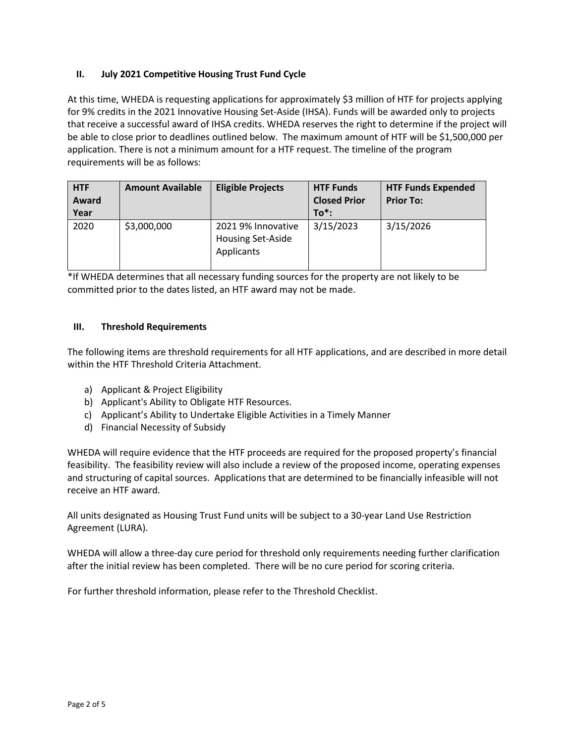## II. July 2021 Competitive Housing Trust Fund Cycle

At this time, WHEDA is requesting applications for approximately $3 million of HTF for projects applying for 9% credits in the 2021 Innovative Housing Set-Aside (IHSA). Funds will be awarded only to projects that receive a successful award of IHSA credits. WHEDA reserves the right to determine if the project will be able to close prior to deadlines outlined below. The maximum amount of HTF will be $1,500,000 per application. There is not a minimum amount for a HTF request. The timeline of the program requirements will be as follows:

| HTF Award Year | Amount Available | Eligible Projects | HTF Funds Closed Prior To*: | HTF Funds Expended Prior To: |
|---|---|---|---|---|
| 2020 | $3,000,000 | 2021 9% Innovative Housing Set-Aside Applicants | 3/15/2023 | 3/15/2026 |

*If WHEDA determines that all necessary funding sources for the property are not likely to be committed prior to the dates listed, an HTF award may not be made.

## III. Threshold Requirements

The following items are threshold requirements for all HTF applications, and are described in more detail within the HTF Threshold Criteria Attachment.

a) Applicant & Project Eligibility
b) Applicant's Ability to Obligate HTF Resources.
c) Applicant's Ability to Undertake Eligible Activities in a Timely Manner
d) Financial Necessity of Subsidy

WHEDA will require evidence that the HTF proceeds are required for the proposed property's financial feasibility. The feasibility review will also include a review of the proposed income, operating expenses and structuring of capital sources. Applications that are determined to be financially infeasible will not receive an HTF award.

All units designated as Housing Trust Fund units will be subject to a 30-year Land Use Restriction Agreement (LURA).

WHEDA will allow a three-day cure period for threshold only requirements needing further clarification after the initial review has been completed. There will be no cure period for scoring criteria.

For further threshold information, please refer to the Threshold Checklist.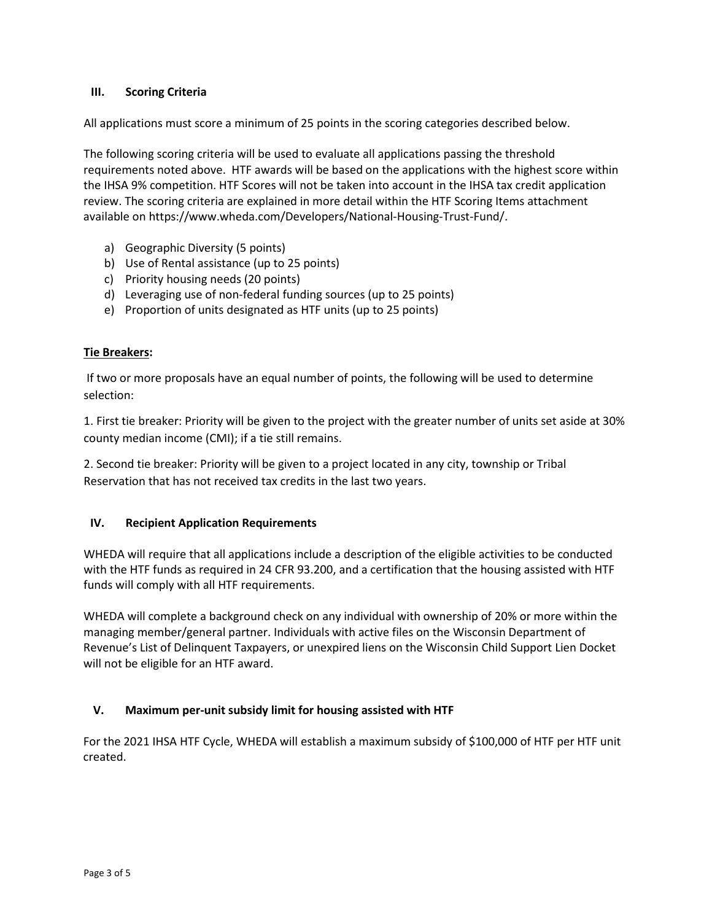## III. Scoring Criteria

All applications must score a minimum of 25 points in the scoring categories described below.

The following scoring criteria will be used to evaluate all applications passing the threshold requirements noted above. HTF awards will be based on the applications with the highest score within the IHSA 9% competition. HTF Scores will not be taken into account in the IHSA tax credit application review. The scoring criteria are explained in more detail within the HTF Scoring Items attachment available on https://www.wheda.com/Developers/National-Housing-Trust-Fund/.

a) Geographic Diversity (5 points)
b) Use of Rental assistance (up to 25 points)
c) Priority housing needs (20 points)
d) Leveraging use of non-federal funding sources (up to 25 points)
e) Proportion of units designated as HTF units (up to 25 points)

**Tie Breakers:**

If two or more proposals have an equal number of points, the following will be used to determine selection:

1. First tie breaker: Priority will be given to the project with the greater number of units set aside at 30% county median income (CMI); if a tie still remains.

2. Second tie breaker: Priority will be given to a project located in any city, township or Tribal Reservation that has not received tax credits in the last two years.

## IV. Recipient Application Requirements

WHEDA will require that all applications include a description of the eligible activities to be conducted with the HTF funds as required in 24 CFR 93.200, and a certification that the housing assisted with HTF funds will comply with all HTF requirements.

WHEDA will complete a background check on any individual with ownership of 20% or more within the managing member/general partner. Individuals with active files on the Wisconsin Department of Revenue's List of Delinquent Taxpayers, or unexpired liens on the Wisconsin Child Support Lien Docket will not be eligible for an HTF award.

## V. Maximum per-unit subsidy limit for housing assisted with HTF

For the 2021 IHSA HTF Cycle, WHEDA will establish a maximum subsidy of $100,000 of HTF per HTF unit created.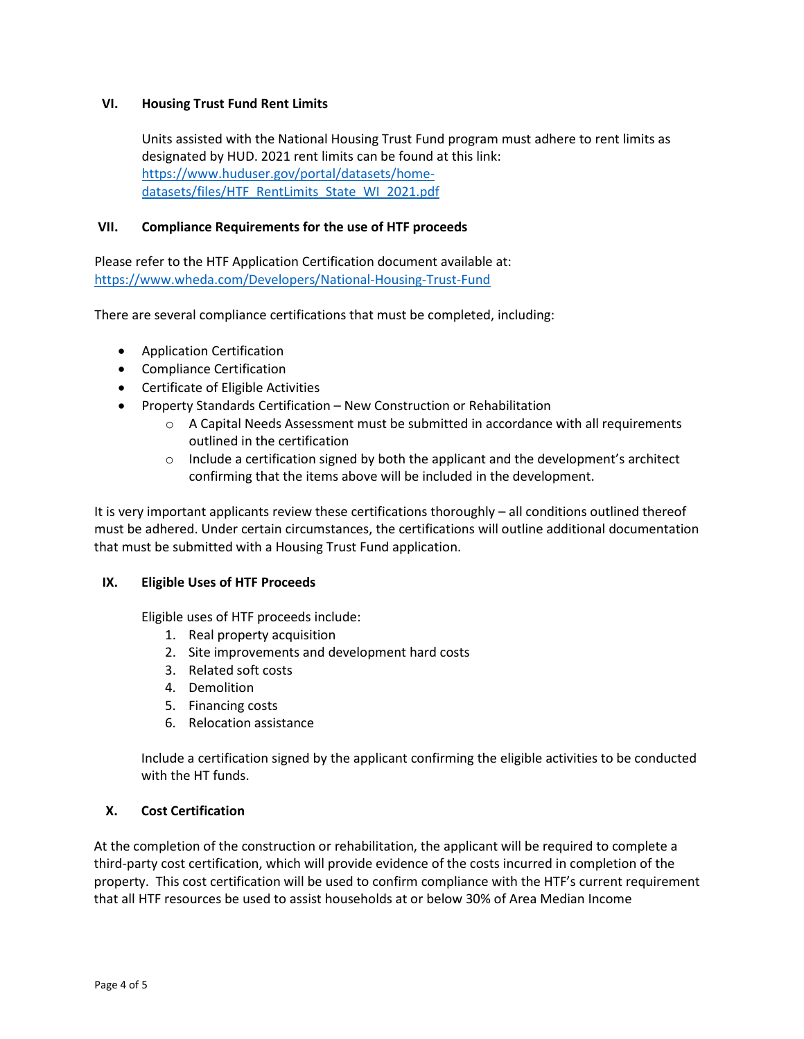## VI. Housing Trust Fund Rent Limits

Units assisted with the National Housing Trust Fund program must adhere to rent limits as designated by HUD. 2021 rent limits can be found at this link: https://www.huduser.gov/portal/datasets/home-datasets/files/HTF_RentLimits_State_WI_2021.pdf

## VII. Compliance Requirements for the use of HTF proceeds

Please refer to the HTF Application Certification document available at: https://www.wheda.com/Developers/National-Housing-Trust-Fund

There are several compliance certifications that must be completed, including:

- Application Certification
- Compliance Certification
- Certificate of Eligible Activities
- Property Standards Certification – New Construction or Rehabilitation
  - A Capital Needs Assessment must be submitted in accordance with all requirements outlined in the certification
  - Include a certification signed by both the applicant and the development's architect confirming that the items above will be included in the development.

It is very important applicants review these certifications thoroughly – all conditions outlined thereof must be adhered. Under certain circumstances, the certifications will outline additional documentation that must be submitted with a Housing Trust Fund application.

## IX. Eligible Uses of HTF Proceeds

Eligible uses of HTF proceeds include:

1. Real property acquisition
2. Site improvements and development hard costs
3. Related soft costs
4. Demolition
5. Financing costs
6. Relocation assistance

Include a certification signed by the applicant confirming the eligible activities to be conducted with the HT funds.

## X. Cost Certification

At the completion of the construction or rehabilitation, the applicant will be required to complete a third-party cost certification, which will provide evidence of the costs incurred in completion of the property. This cost certification will be used to confirm compliance with the HTF's current requirement that all HTF resources be used to assist households at or below 30% of Area Median Income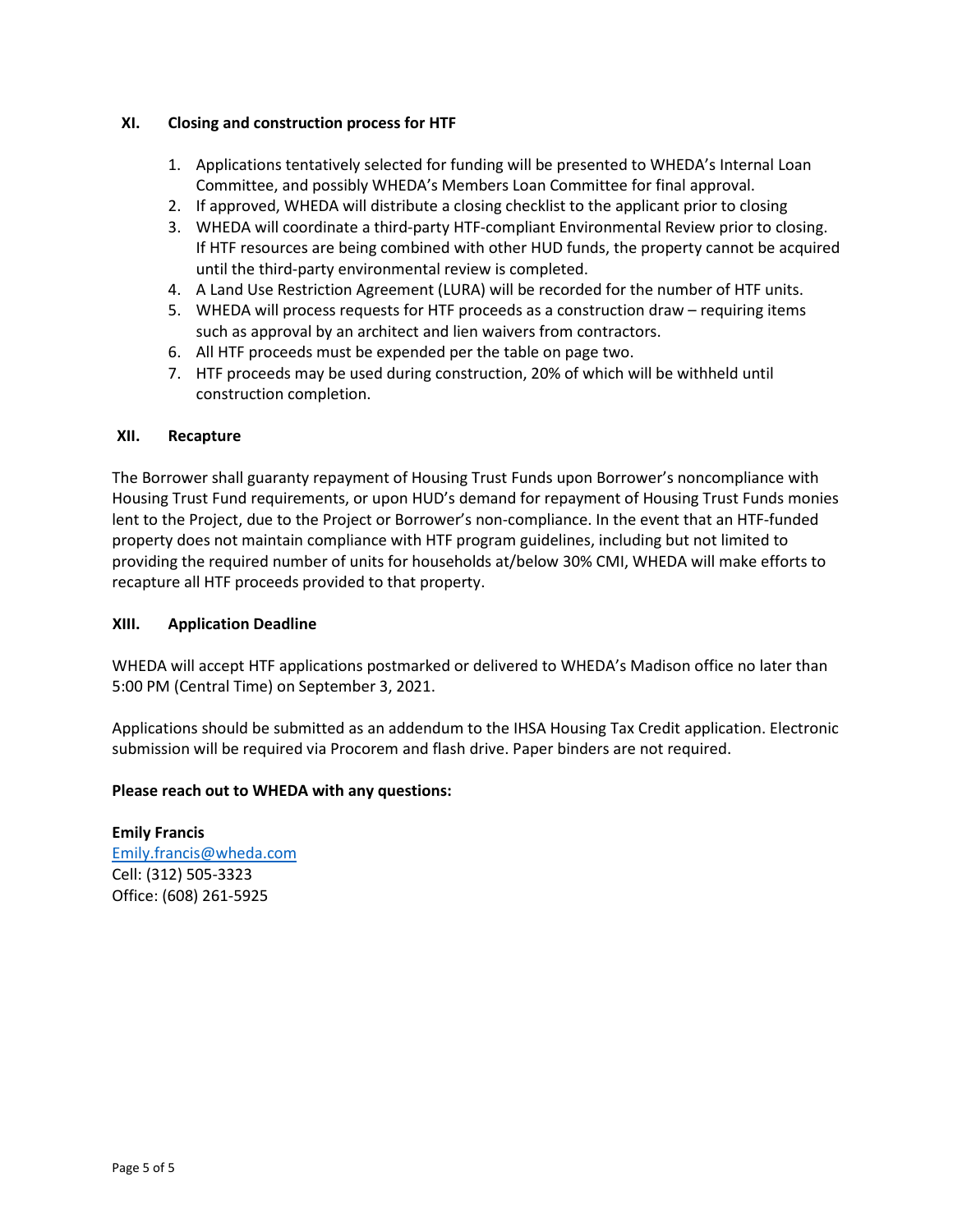## XI. Closing and construction process for HTF

1. Applications tentatively selected for funding will be presented to WHEDA's Internal Loan Committee, and possibly WHEDA's Members Loan Committee for final approval.
2. If approved, WHEDA will distribute a closing checklist to the applicant prior to closing
3. WHEDA will coordinate a third-party HTF-compliant Environmental Review prior to closing. If HTF resources are being combined with other HUD funds, the property cannot be acquired until the third-party environmental review is completed.
4. A Land Use Restriction Agreement (LURA) will be recorded for the number of HTF units.
5. WHEDA will process requests for HTF proceeds as a construction draw – requiring items such as approval by an architect and lien waivers from contractors.
6. All HTF proceeds must be expended per the table on page two.
7. HTF proceeds may be used during construction, 20% of which will be withheld until construction completion.

## XII. Recapture

The Borrower shall guaranty repayment of Housing Trust Funds upon Borrower's noncompliance with Housing Trust Fund requirements, or upon HUD's demand for repayment of Housing Trust Funds monies lent to the Project, due to the Project or Borrower's non-compliance. In the event that an HTF-funded property does not maintain compliance with HTF program guidelines, including but not limited to providing the required number of units for households at/below 30% CMI, WHEDA will make efforts to recapture all HTF proceeds provided to that property.

## XIII. Application Deadline

WHEDA will accept HTF applications postmarked or delivered to WHEDA's Madison office no later than 5:00 PM (Central Time) on September 3, 2021.

Applications should be submitted as an addendum to the IHSA Housing Tax Credit application. Electronic submission will be required via Procorem and flash drive. Paper binders are not required.

**Please reach out to WHEDA with any questions:**

**Emily Francis**
Emily.francis@wheda.com
Cell: (312) 505-3323
Office: (608) 261-5925